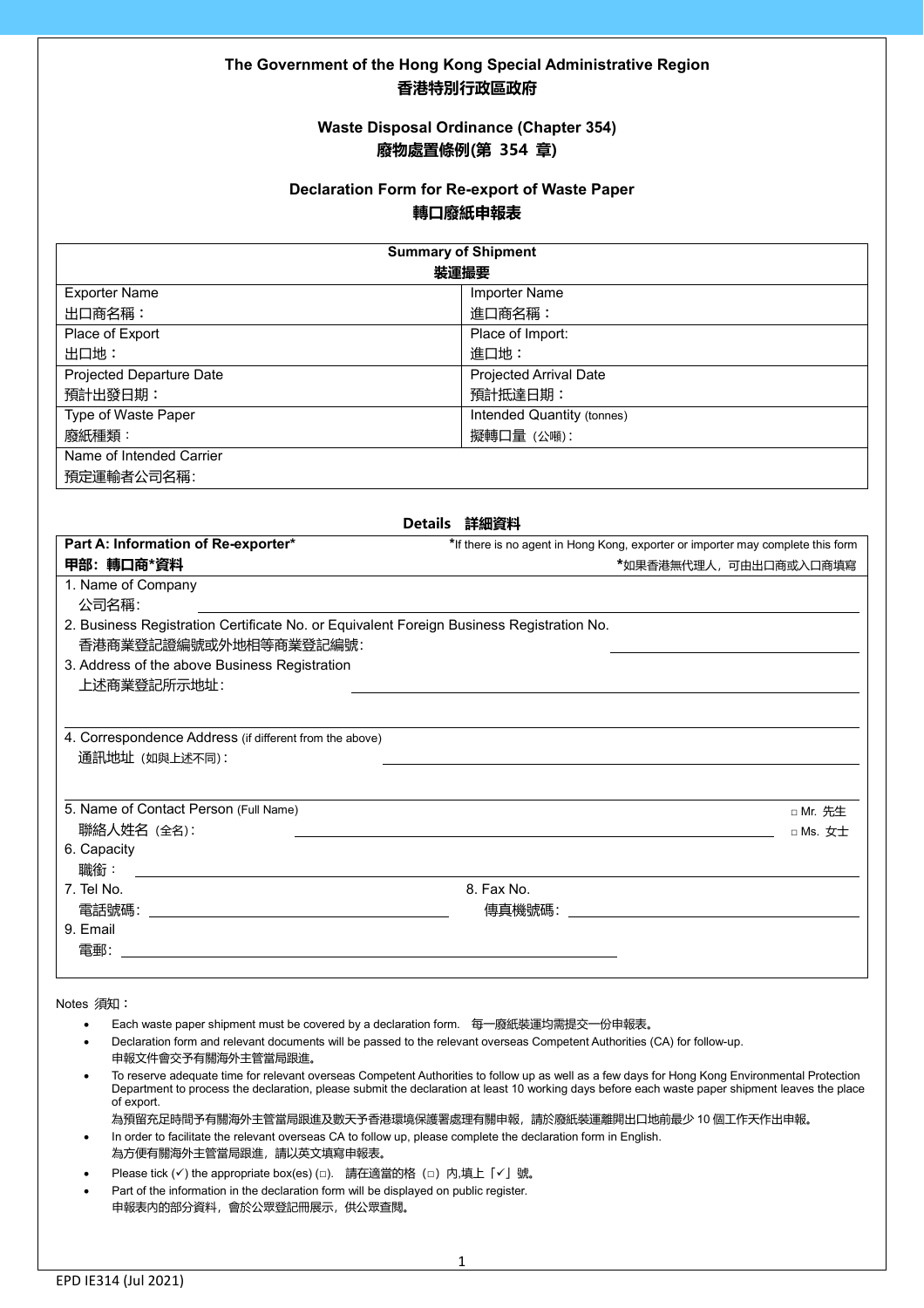# The Government of the Hong Kong Special Administrative Region
# 香港特別行政區政府

## Waste Disposal Ordinance (Chapter 354)
## 廢物處置條例(第 354 章)

## Declaration Form for Re-export of Waste Paper
## 轉口廢紙申報表

| Summary of Shipment<br>裝運撮要 | |
|---|---|
| Exporter Name<br>出口商名稱： | Importer Name<br>進口商名稱： |
| Place of Export<br>出口地： | Place of Import:<br>進口地： |
| Projected Departure Date<br>預計出發日期： | Projected Arrival Date<br>預計抵達日期： |
| Type of Waste Paper<br>廢紙種類： | Intended Quantity (tonnes)<br>擬轉口量（公噸）: |
| Name of Intended Carrier<br>預定運輸者公司名稱: | |

### Details 詳細資料

**Part A: Information of Re-exporter***
**甲部：轉口商*資料**

*If there is no agent in Hong Kong, exporter or importer may complete this form
*如果香港無代理人，可由出口商或入口商填寫

1. Name of Company
   公司名稱: ____________________
2. Business Registration Certificate No. or Equivalent Foreign Business Registration No.
   香港商業登記證編號或外地相等商業登記編號: ____________________
3. Address of the above Business Registration
   上述商業登記所示地址: ____________________
4. Correspondence Address (if different from the above)
   通訊地址（如與上述不同）: ____________________
5. Name of Contact Person (Full Name)
   聯絡人姓名（全名）: ____________________ □ Mr. 先生 □ Ms. 女士
6. Capacity
   職銜： ____________________
7. Tel No.
   電話號碼: ____________________
8. Fax No.
   傳真機號碼: ____________________
9. Email
   電郵: ____________________

Notes 須知：

- Each waste paper shipment must be covered by a declaration form. 每一廢紙裝運均需提交一份申報表。
- Declaration form and relevant documents will be passed to the relevant overseas Competent Authorities (CA) for follow-up.
  申報文件會交予有關海外主管當局跟進。
- To reserve adequate time for relevant overseas Competent Authorities to follow up as well as a few days for Hong Kong Environmental Protection Department to process the declaration, please submit the declaration at least 10 working days before each waste paper shipment leaves the place of export.
  為預留充足時間予有關海外主管當局跟進及數天予香港環境保護署處理有關申報，請於廢紙裝運離開出口地前最少 10 個工作天作出申報。
- In order to facilitate the relevant overseas CA to follow up, please complete the declaration form in English.
  為方便有關海外主管當局跟進，請以英文填寫申報表。
- Please tick (✓) the appropriate box(es) (□). 請在適當的格（□）內,填上「✓」號。
- Part of the information in the declaration form will be displayed on public register.
  申報表內的部分資料，會於公眾登記冊展示，供公眾查閱。

EPD IE314 (Jul 2021)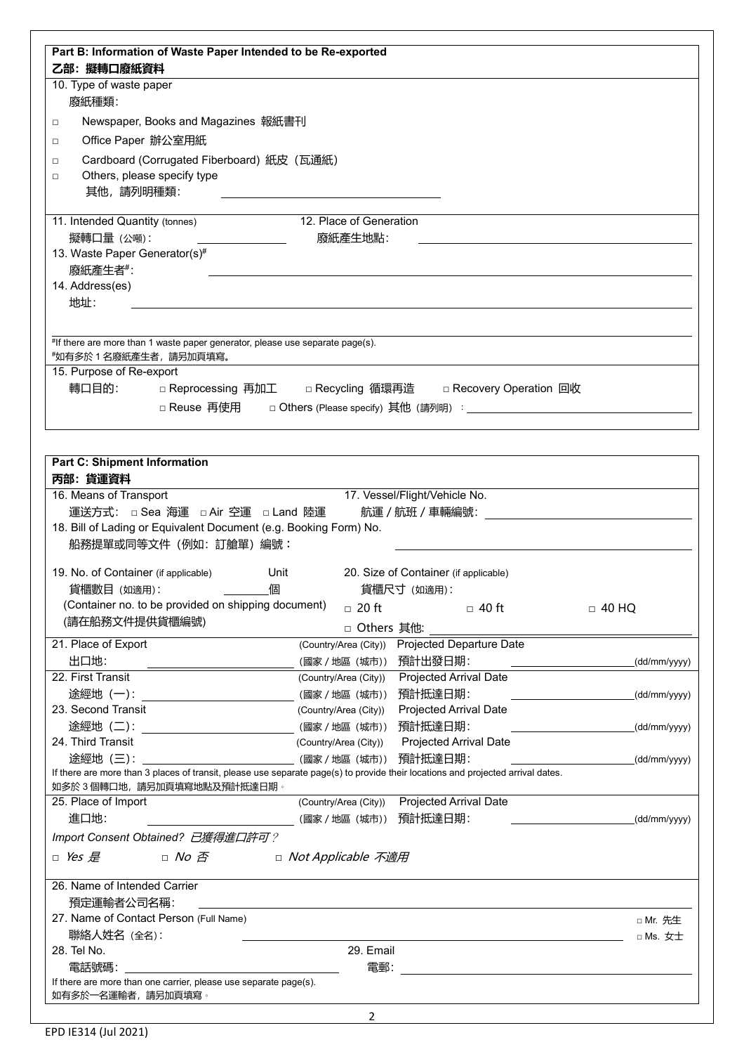## Part B: Information of Waste Paper Intended to be Re-exported
## 乙部：擬轉口廢紙資料

10. Type of waste paper
廢紙種類：

- □ Newspaper, Books and Magazines 報紙書刊
- □ Office Paper 辦公室用紙
- □ Cardboard (Corrugated Fiberboard) 紙皮（瓦通紙）
- □ Others, please specify type
其他，請列明種類： ____________________

11. Intended Quantity (tonnes)
擬轉口量（公噸）： __________

12. Place of Generation
廢紙產生地點： ____________________

13. Waste Paper Generator(s)#
廢紙產生者#： ____________________

14. Address(es)
地址： ____________________

#If there are more than 1 waste paper generator, please use separate page(s).
#如有多於 1 名廢紙產生者，請另加頁填寫。

15. Purpose of Re-export
轉口目的： □ Reprocessing 再加工 □ Recycling 循環再造 □ Recovery Operation 回收
□ Reuse 再使用 □ Others (Please specify) 其他（請列明）： ____________________

## Part C: Shipment Information
## 丙部：貨運資料

16. Means of Transport
運送方式： □ Sea 海運 □ Air 空運 □ Land 陸運

17. Vessel/Flight/Vehicle No.
航運 / 航班 / 車輛編號： ____________________

18. Bill of Lading or Equivalent Document (e.g. Booking Form) No.
船務提單或同等文件（例如：訂艙單）編號： ____________________

19. No. of Container (if applicable) Unit
貨櫃數目（如適用）： ______個
(Container no. to be provided on shipping document)
(請在船務文件提供貨櫃編號)

20. Size of Container (if applicable)
貨櫃尺寸（如適用）：
□ 20 ft □ 40 ft □ 40 HQ
□ Others 其他: ____________________

21. Place of Export
出口地： ______________ (Country/Area (City)) (國家 / 地區（城市）)
Projected Departure Date
預計出發日期： ______________ (dd/mm/yyyy)

22. First Transit
途經地（一）： ______________ (Country/Area (City)) (國家 / 地區（城市）)
Projected Arrival Date
預計抵達日期： ______________ (dd/mm/yyyy)

23. Second Transit
途經地（二）： ______________ (Country/Area (City)) (國家 / 地區（城市）)
Projected Arrival Date
預計抵達日期： ______________ (dd/mm/yyyy)

24. Third Transit
途經地（三）： ______________ (Country/Area (City)) (國家 / 地區（城市）)
Projected Arrival Date
預計抵達日期： ______________ (dd/mm/yyyy)

If there are more than 3 places of transit, please use separate page(s) to provide their locations and projected arrival dates.
如多於 3 個轉口地，請另加頁填寫地點及預計抵達日期。

25. Place of Import
進口地： ______________ (Country/Area (City)) (國家 / 地區（城市）)
Projected Arrival Date
預計抵達日期： ______________ (dd/mm/yyyy)

*Import Consent Obtained? 已獲得進口許可？*

□ *Yes 是* □ *No 否* □ *Not Applicable 不適用*

26. Name of Intended Carrier
預定運輸者公司名稱： ____________________

27. Name of Contact Person (Full Name)
聯絡人姓名（全名）： ____________________ □ Mr. 先生 □ Ms. 女士

28. Tel No.
電話號碼： ______________

29. Email
電郵： ____________________

If there are more than one carrier, please use separate page(s).
如有多於一名運輸者，請另加頁填寫。

EPD IE314 (Jul 2021)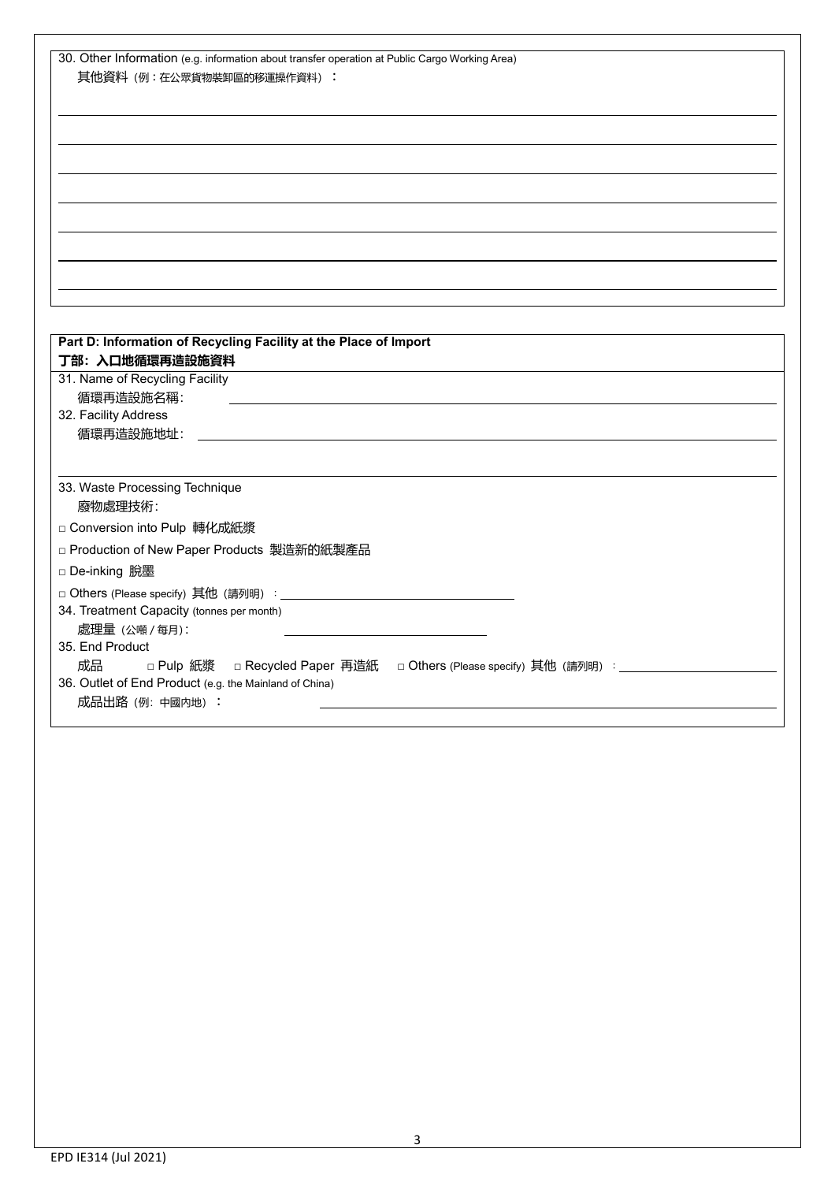30. Other Information (e.g. information about transfer operation at Public Cargo Working Area)
其他資料（例：在公眾貨物裝卸區的移運操作資料）：

\_\_\_\_\_\_\_\_\_\_\_\_\_\_\_\_\_\_\_\_\_\_\_\_\_\_\_\_\_\_\_\_\_\_\_\_\_\_\_\_

\_\_\_\_\_\_\_\_\_\_\_\_\_\_\_\_\_\_\_\_\_\_\_\_\_\_\_\_\_\_\_\_\_\_\_\_\_\_\_\_

\_\_\_\_\_\_\_\_\_\_\_\_\_\_\_\_\_\_\_\_\_\_\_\_\_\_\_\_\_\_\_\_\_\_\_\_\_\_\_\_

\_\_\_\_\_\_\_\_\_\_\_\_\_\_\_\_\_\_\_\_\_\_\_\_\_\_\_\_\_\_\_\_\_\_\_\_\_\_\_\_

\_\_\_\_\_\_\_\_\_\_\_\_\_\_\_\_\_\_\_\_\_\_\_\_\_\_\_\_\_\_\_\_\_\_\_\_\_\_\_\_

\_\_\_\_\_\_\_\_\_\_\_\_\_\_\_\_\_\_\_\_\_\_\_\_\_\_\_\_\_\_\_\_\_\_\_\_\_\_\_\_

\_\_\_\_\_\_\_\_\_\_\_\_\_\_\_\_\_\_\_\_\_\_\_\_\_\_\_\_\_\_\_\_\_\_\_\_\_\_\_\_

## Part D: Information of Recycling Facility at the Place of Import
## 丁部：入口地循環再造設施資料

31. Name of Recycling Facility
循環再造設施名稱: \_\_\_\_\_\_\_\_\_\_\_\_\_\_\_\_\_\_\_\_\_\_\_\_\_\_\_\_\_\_

32. Facility Address
循環再造設施地址: \_\_\_\_\_\_\_\_\_\_\_\_\_\_\_\_\_\_\_\_\_\_\_\_\_\_\_\_\_\_

\_\_\_\_\_\_\_\_\_\_\_\_\_\_\_\_\_\_\_\_\_\_\_\_\_\_\_\_\_\_\_\_\_\_\_\_\_\_\_\_

33. Waste Processing Technique
廢物處理技術:

□ Conversion into Pulp 轉化成紙漿

□ Production of New Paper Products 製造新的紙製產品

□ De-inking 脫墨

□ Others (Please specify) 其他（請列明）: \_\_\_\_\_\_\_\_\_\_\_\_\_\_\_\_\_\_\_\_

34. Treatment Capacity (tonnes per month)
處理量（公噸 / 每月）: \_\_\_\_\_\_\_\_\_\_\_\_\_\_\_\_\_\_\_\_

35. End Product
成品 □ Pulp 紙漿 □ Recycled Paper 再造紙 □ Others (Please specify) 其他（請列明）: \_\_\_\_\_\_\_\_\_\_\_\_\_\_\_\_\_\_\_\_

36. Outlet of End Product (e.g. the Mainland of China)
成品出路（例: 中國內地）: \_\_\_\_\_\_\_\_\_\_\_\_\_\_\_\_\_\_\_\_\_\_\_\_\_\_\_\_\_\_

EPD IE314 (Jul 2021)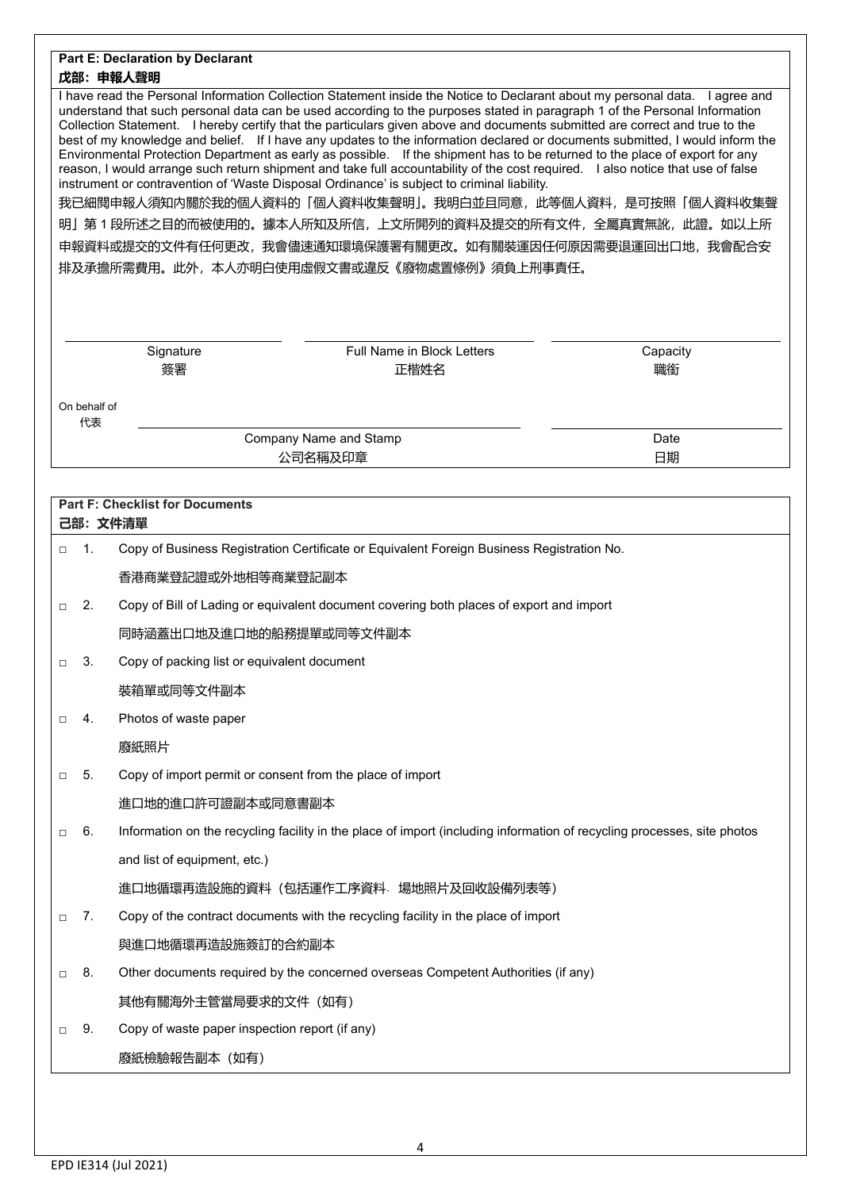**Part E: Declaration by Declarant**
**戊部：申報人聲明**

I have read the Personal Information Collection Statement inside the Notice to Declarant about my personal data. I agree and understand that such personal data can be used according to the purposes stated in paragraph 1 of the Personal Information Collection Statement. I hereby certify that the particulars given above and documents submitted are correct and true to the best of my knowledge and belief. If I have any updates to the information declared or documents submitted, I would inform the Environmental Protection Department as early as possible. If the shipment has to be returned to the place of export for any reason, I would arrange such return shipment and take full accountability of the cost required. I also notice that use of false instrument or contravention of 'Waste Disposal Ordinance' is subject to criminal liability.

我已細閱申報人須知內關於我的個人資料的「個人資料收集聲明」。我明白並且同意，此等個人資料，是可按照「個人資料收集聲明」第 1 段所述之目的而被使用的。據本人所知及所信，上文所開列的資料及提交的所有文件，全屬真實無訛，此證。如以上所申報資料或提交的文件有任何更改，我會儘速通知環境保護署有關更改。如有關裝運因任何原因需要退運回出口地，我會配合安排及承擔所需費用。此外，本人亦明白使用虛假文書或違反《廢物處置條例》須負上刑事責任。

| | | |
|---|---|---|
| Signature 簽署 | Full Name in Block Letters 正楷姓名 | Capacity 職銜 |
| On behalf of 代表 Company Name and Stamp 公司名稱及印章 | | Date 日期 |

**Part F: Checklist for Documents**
**己部：文件清單**

□ 1. Copy of Business Registration Certificate or Equivalent Foreign Business Registration No.
香港商業登記證或外地相等商業登記副本

□ 2. Copy of Bill of Lading or equivalent document covering both places of export and import
同時涵蓋出口地及進口地的船務提單或同等文件副本

□ 3. Copy of packing list or equivalent document
裝箱單或同等文件副本

□ 4. Photos of waste paper
廢紙照片

□ 5. Copy of import permit or consent from the place of import
進口地的進口許可證副本或同意書副本

□ 6. Information on the recycling facility in the place of import (including information of recycling processes, site photos and list of equipment, etc.)
進口地循環再造設施的資料（包括運作工序資料、場地照片及回收設備列表等）

□ 7. Copy of the contract documents with the recycling facility in the place of import
與進口地循環再造設施簽訂的合約副本

□ 8. Other documents required by the concerned overseas Competent Authorities (if any)
其他有關海外主管當局要求的文件（如有）

□ 9. Copy of waste paper inspection report (if any)
廢紙檢驗報告副本（如有）

EPD IE314 (Jul 2021)